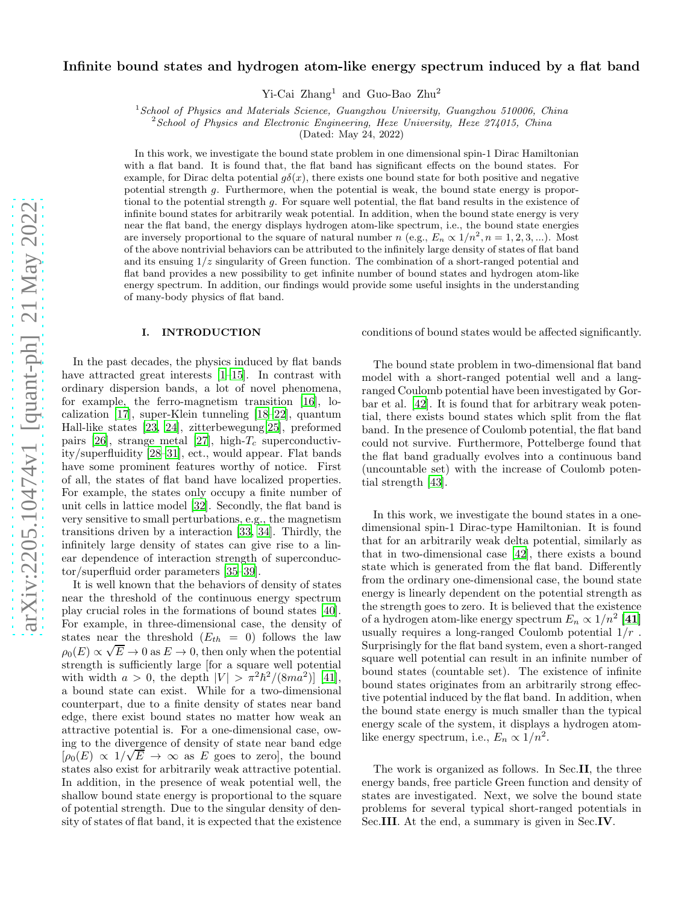# Infinite bound states and hydrogen atom-like energy spectrum induced by a flat band

Yi-Cai Zhang[1] and Guo-Bao Zhu[2]

[1]*School of Physics and Materials Science, Guangzhou University, Guangzhou 510006, China*
[2]*School of Physics and Electronic Engineering, Heze University, Heze 274015, China*

(Dated: May 24, 2022)

In this work, we investigate the bound state problem in one dimensional spin-1 Dirac Hamiltonian with a flat band. It is found that, the flat band has significant effects on the bound states. For example, for Dirac delta potential $g\delta(x)$, there exists one bound state for both positive and negative potential strength $g$. Furthermore, when the potential is weak, the bound state energy is proportional to the potential strength $g$. For square well potential, the flat band results in the existence of infinite bound states for arbitrarily weak potential. In addition, when the bound state energy is very near the flat band, the energy displays hydrogen atom-like spectrum, i.e., the bound state energies are inversely proportional to the square of natural number $n$ (e.g., $E_n \propto 1/n^2, n = 1, 2, 3, ...$). Most of the above nontrivial behaviors can be attributed to the infinitely large density of states of flat band and its ensuing $1/z$ singularity of Green function. The combination of a short-ranged potential and flat band provides a new possibility to get infinite number of bound states and hydrogen atom-like energy spectrum. In addition, our findings would provide some useful insights in the understanding of many-body physics of flat band.

## I. INTRODUCTION

In the past decades, the physics induced by flat bands have attracted great interests [1–15]. In contrast with ordinary dispersion bands, a lot of novel phenomena, for example, the ferro-magnetism transition [16], localization [17], super-Klein tunneling [18–22], quantum Hall-like states [23, 24], zitterbewegung[25], preformed pairs [26], strange metal [27], high-$T_c$ superconductivity/superfluidity [28–31], ect., would appear. Flat bands have some prominent features worthy of notice. First of all, the states of flat band have localized properties. For example, the states only occupy a finite number of unit cells in lattice model [32]. Secondly, the flat band is very sensitive to small perturbations, e.g., the magnetism transitions driven by a interaction [33, 34]. Thirdly, the infinitely large density of states can give rise to a linear dependence of interaction strength of superconductor/superfluid order parameters [35–39].

It is well known that the behaviors of density of states near the threshold of the continuous energy spectrum play crucial roles in the formations of bound states [40]. For example, in three-dimensional case, the density of states near the threshold ($E_{th} = 0$) follows the law $\rho_0(E) \propto \sqrt{E} \to 0$ as $E \to 0$, then only when the potential strength is sufficiently large [for a square well potential with width $a > 0$, the depth $|V| > \pi^2\hbar^2/(8ma^2)$] [41], a bound state can exist. While for a two-dimensional counterpart, due to a finite density of states near band edge, there exist bound states no matter how weak an attractive potential is. For a one-dimensional case, owing to the divergence of density of state near band edge [$\rho_0(E) \propto 1/\sqrt{E} \to \infty$ as $E$ goes to zero], the bound states also exist for arbitrarily weak attractive potential. In addition, in the presence of weak potential well, the shallow bound state energy is proportional to the square of potential strength. Due to the singular density of density of states of flat band, it is expected that the existence conditions of bound states would be affected significantly.

The bound state problem in two-dimensional flat band model with a short-ranged potential well and a lang-ranged Coulomb potential have been investigated by Gorbar et al. [42]. It is found that for arbitrary weak potential, there exists bound states which split from the flat band. In the presence of Coulomb potential, the flat band could not survive. Furthermore, Pottelberge found that the flat band gradually evolves into a continuous band (uncountable set) with the increase of Coulomb potential strength [43].

In this work, we investigate the bound states in a one-dimensional spin-1 Dirac-type Hamiltonian. It is found that for an arbitrarily weak delta potential, similarly as that in two-dimensional case [42], there exists a bound state which is generated from the flat band. Differently from the ordinary one-dimensional case, the bound state energy is linearly dependent on the potential strength as the strength goes to zero. It is believed that the existence of a hydrogen atom-like energy spectrum $E_n \propto 1/n^2$ [**41**] usually requires a long-ranged Coulomb potential $1/r$ . Surprisingly for the flat band system, even a short-ranged square well potential can result in an infinite number of bound states (countable set). The existence of infinite bound states originates from an arbitrarily strong effective potential induced by the flat band. In addition, when the bound state energy is much smaller than the typical energy scale of the system, it displays a hydrogen atom-like energy spectrum, i.e., $E_n \propto 1/n^2$.

The work is organized as follows. In Sec.**II**, the three energy bands, free particle Green function and density of states are investigated. Next, we solve the bound state problems for several typical short-ranged potentials in Sec.**III**. At the end, a summary is given in Sec.**IV**.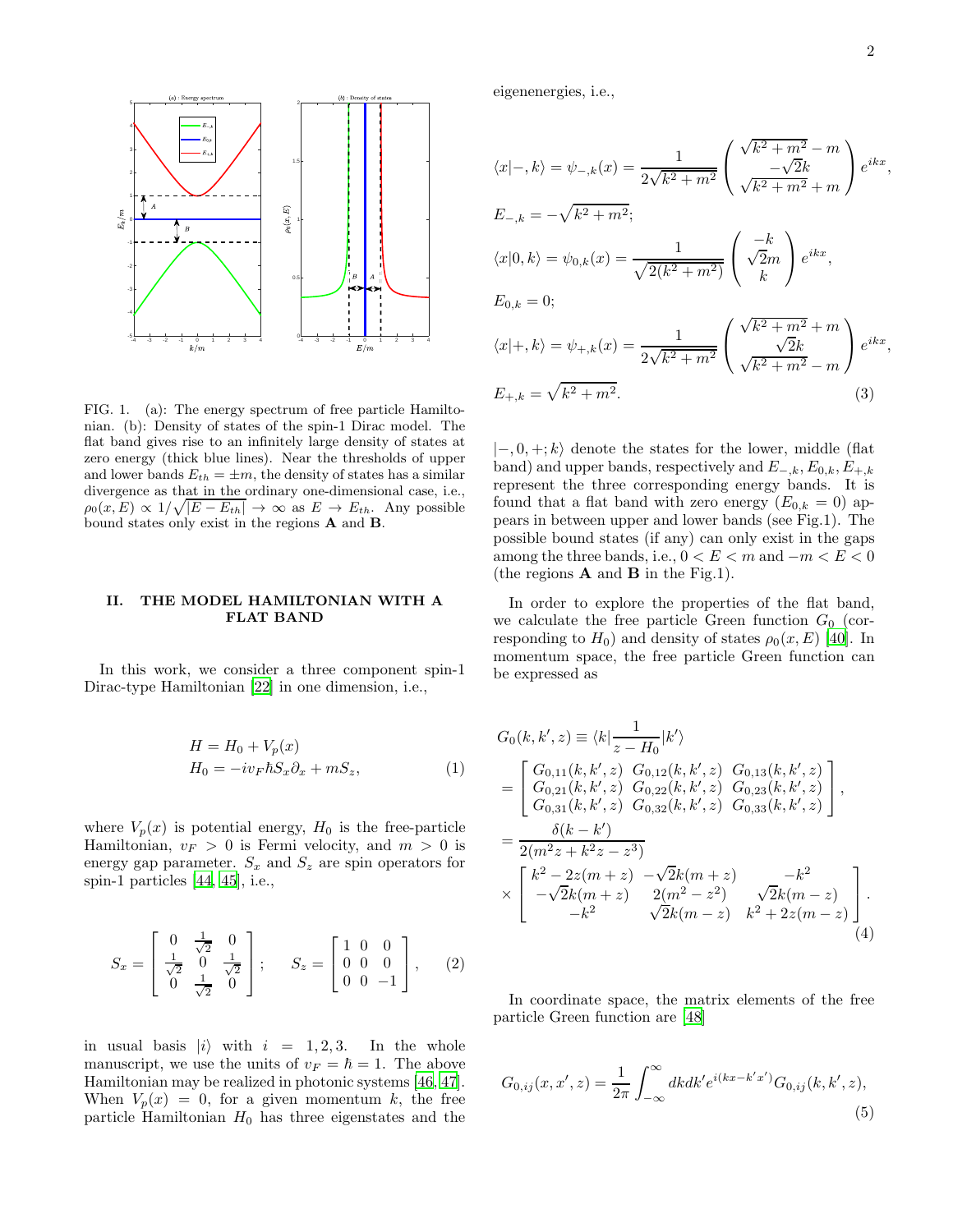FIG. 1. (a): The energy spectrum of free particle Hamiltonian. (b): Density of states of the spin-1 Dirac model. The flat band gives rise to an infinitely large density of states at zero energy (thick blue lines). Near the thresholds of upper and lower bands $E_{th} = \pm m$, the density of states has a similar divergence as that in the ordinary one-dimensional case, i.e., $\rho_0(x, E) \propto 1/\sqrt{|E - E_{th}|} \to \infty$ as $E \to E_{th}$. Any possible bound states only exist in the regions **A** and **B**.

## II. THE MODEL HAMILTONIAN WITH A FLAT BAND

In this work, we consider a three component spin-1 Dirac-type Hamiltonian [22] in one dimension, i.e.,

$$
\begin{aligned}
H &= H_0 + V_p(x) \\
H_0 &= -iv_F \hbar S_x \partial_x + mS_z,
\end{aligned} \tag{1}
$$

where $V_p(x)$ is potential energy, $H_0$ is the free-particle Hamiltonian, $v_F > 0$ is Fermi velocity, and $m > 0$ is energy gap parameter. $S_x$ and $S_z$ are spin operators for spin-1 particles [44, 45], i.e.,

$$
S_x = \begin{bmatrix} 0 & \frac{1}{\sqrt{2}} & 0 \\ \frac{1}{\sqrt{2}} & 0 & \frac{1}{\sqrt{2}} \\ 0 & \frac{1}{\sqrt{2}} & 0 \end{bmatrix}; \qquad S_z = \begin{bmatrix} 1 & 0 & 0 \\ 0 & 0 & 0 \\ 0 & 0 & -1 \end{bmatrix}, \tag{2}
$$

in usual basis $|i\rangle$ with $i = 1, 2, 3$. In the whole manuscript, we use the units of $v_F = \hbar = 1$. The above Hamiltonian may be realized in photonic systems [46, 47]. When $V_p(x) = 0$, for a given momentum $k$, the free particle Hamiltonian $H_0$ has three eigenstates and the eigenenergies, i.e.,

$$
\begin{aligned}
\langle x|-, k\rangle &= \psi_{-,k}(x) = \frac{1}{2\sqrt{k^2+m^2}} \begin{pmatrix} \sqrt{k^2+m^2} - m \\ -\sqrt{2}k \\ \sqrt{k^2+m^2} + m \end{pmatrix} e^{ikx}, \\
E_{-,k} &= -\sqrt{k^2+m^2}; \\
\langle x|0, k\rangle &= \psi_{0,k}(x) = \frac{1}{\sqrt{2(k^2+m^2)}} \begin{pmatrix} -k \\ \sqrt{2}m \\ k \end{pmatrix} e^{ikx}, \\
E_{0,k} &= 0; \\
\langle x|+, k\rangle &= \psi_{+,k}(x) = \frac{1}{2\sqrt{k^2+m^2}} \begin{pmatrix} \sqrt{k^2+m^2} + m \\ \sqrt{2}k \\ \sqrt{k^2+m^2} - m \end{pmatrix} e^{ikx}, \\
E_{+,k} &= \sqrt{k^2+m^2}.
\end{aligned} \tag{3}
$$

$|-, 0, +; k\rangle$ denote the states for the lower, middle (flat band) and upper bands, respectively and $E_{-,k}, E_{0,k}, E_{+,k}$ represent the three corresponding energy bands. It is found that a flat band with zero energy ($E_{0,k} = 0$) appears in between upper and lower bands (see Fig.1). The possible bound states (if any) can only exist in the gaps among the three bands, i.e., $0 < E < m$ and $-m < E < 0$ (the regions **A** and **B** in the Fig.1).

In order to explore the properties of the flat band, we calculate the free particle Green function $G_0$ (corresponding to $H_0$) and density of states $\rho_0(x, E)$ [40]. In momentum space, the free particle Green function can be expressed as

$$
\begin{aligned}
G_0(k, k', z) &\equiv \langle k|\frac{1}{z - H_0}|k'\rangle \\
&= \begin{bmatrix} G_{0,11}(k, k', z) & G_{0,12}(k, k', z) & G_{0,13}(k, k', z) \\ G_{0,21}(k, k', z) & G_{0,22}(k, k', z) & G_{0,23}(k, k', z) \\ G_{0,31}(k, k', z) & G_{0,32}(k, k', z) & G_{0,33}(k, k', z) \end{bmatrix}, \\
&= \frac{\delta(k - k')}{2(m^2 z + k^2 z - z^3)} \\
&\times \begin{bmatrix} k^2 - 2z(m+z) & -\sqrt{2}k(m+z) & -k^2 \\ -\sqrt{2}k(m+z) & 2(m^2 - z^2) & \sqrt{2}k(m-z) \\ -k^2 & \sqrt{2}k(m-z) & k^2 + 2z(m-z) \end{bmatrix}.
\end{aligned} \tag{4}
$$

In coordinate space, the matrix elements of the free particle Green function are [48]

$$
G_{0,ij}(x, x', z) = \frac{1}{2\pi} \int_{-\infty}^{\infty} dk dk' e^{i(kx - k'x')} G_{0,ij}(k, k', z), \tag{5}
$$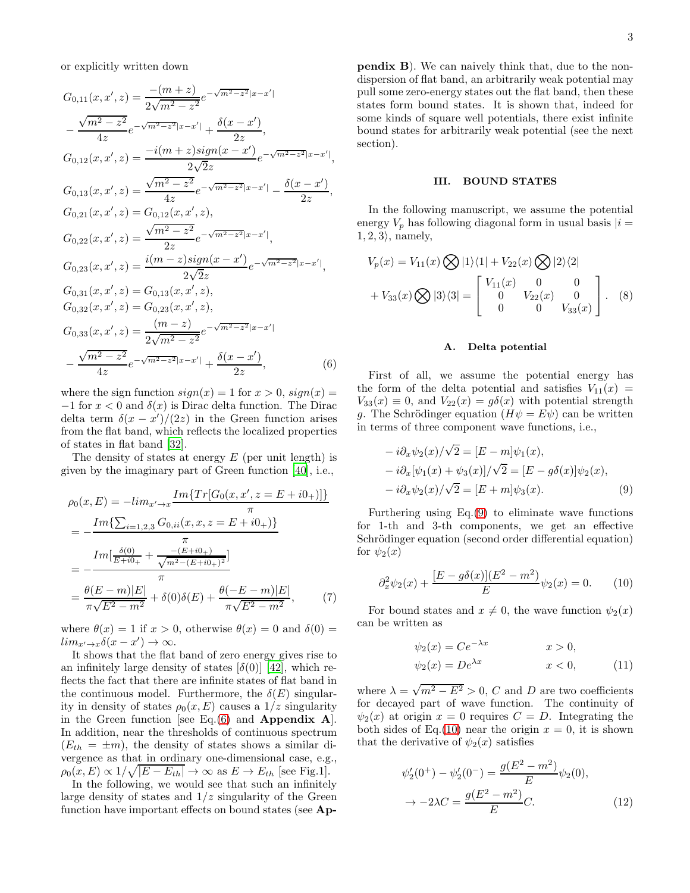or explicitly written down

$$
\begin{aligned}
&G_{0,11}(x,x',z) = \frac{-(m+z)}{2\sqrt{m^2-z^2}}e^{-\sqrt{m^2-z^2}|x-x'|} \\
&-\frac{\sqrt{m^2-z^2}}{4z}e^{-\sqrt{m^2-z^2}|x-x'|} + \frac{\delta(x-x')}{2z}, \\
&G_{0,12}(x,x',z) = \frac{-i(m+z)sign(x-x')}{2\sqrt{2}z}e^{-\sqrt{m^2-z^2}|x-x'|}, \\
&G_{0,13}(x,x',z) = \frac{\sqrt{m^2-z^2}}{4z}e^{-\sqrt{m^2-z^2}|x-x'|} - \frac{\delta(x-x')}{2z}, \\
&G_{0,21}(x,x',z) = G_{0,12}(x,x',z), \\
&G_{0,22}(x,x',z) = \frac{\sqrt{m^2-z^2}}{2z}e^{-\sqrt{m^2-z^2}|x-x'|}, \\
&G_{0,23}(x,x',z) = \frac{i(m-z)sign(x-x')}{2\sqrt{2}z}e^{-\sqrt{m^2-z^2}|x-x'|}, \\
&G_{0,31}(x,x',z) = G_{0,13}(x,x',z), \\
&G_{0,32}(x,x',z) = G_{0,23}(x,x',z), \\
&G_{0,33}(x,x',z) = \frac{(m-z)}{2\sqrt{m^2-z^2}}e^{-\sqrt{m^2-z^2}|x-x'|} \\
&-\frac{\sqrt{m^2-z^2}}{4z}e^{-\sqrt{m^2-z^2}|x-x'|} + \frac{\delta(x-x')}{2z},
\end{aligned}
\tag{6}
$$

where the sign function $sign(x) = 1$ for $x > 0$, $sign(x) = -1$ for $x < 0$ and $\delta(x)$ is Dirac delta function. The Dirac delta term $\delta(x-x')/(2z)$ in the Green function arises from the flat band, which reflects the localized properties of states in flat band [32].

The density of states at energy $E$ (per unit length) is given by the imaginary part of Green function [40], i.e.,

$$
\begin{aligned}
\rho_0(x,E) &= -lim_{x'\to x}\frac{Im\{Tr[G_0(x,x',z=E+i0_+)]\}}{\pi} \\
&= -\frac{Im\{\sum_{i=1,2,3}G_{0,ii}(x,x,z=E+i0_+)\}}{\pi} \\
&= -\frac{Im[\frac{\delta(0)}{E+i0_+} + \frac{-(E+i0_+)}{\sqrt{m^2-(E+i0_+)^2}}]}{\pi} \\
&= \frac{\theta(E-m)|E|}{\pi\sqrt{E^2-m^2}} + \delta(0)\delta(E) + \frac{\theta(-E-m)|E|}{\pi\sqrt{E^2-m^2}},
\end{aligned}
\tag{7}
$$

where $\theta(x) = 1$ if $x > 0$, otherwise $\theta(x) = 0$ and $\delta(0) = lim_{x'\to x}\delta(x-x') \to \infty$.

It shows that the flat band of zero energy gives rise to an infinitely large density of states [$\delta(0)$] [42], which reflects the fact that there are infinite states of flat band in the continuous model. Furthermore, the $\delta(E)$ singularity in density of states $\rho_0(x,E)$ causes a $1/z$ singularity in the Green function [see Eq.(6) and **Appendix A**]. In addition, near the thresholds of continuous spectrum ($E_{th} = \pm m$), the density of states shows a similar divergence as that in ordinary one-dimensional case, e.g., $\rho_0(x,E) \propto 1/\sqrt{|E-E_{th}|} \to \infty$ as $E \to E_{th}$ [see Fig.1].

In the following, we would see that such an infinitely large density of states and $1/z$ singularity of the Green function have important effects on bound states (see **Appendix B**). We can naively think that, due to the non-dispersion of flat band, an arbitrarily weak potential may pull some zero-energy states out the flat band, then these states form bound states. It is shown that, indeed for some kinds of square well potentials, there exist infinite bound states for arbitrarily weak potential (see the next section).

## III. BOUND STATES

In the following manuscript, we assume the potential energy $V_p$ has following diagonal form in usual basis $|i = 1,2,3\rangle$, namely,

$$
\begin{aligned}
V_p(x) &= V_{11}(x)\bigotimes|1\rangle\langle 1| + V_{22}(x)\bigotimes|2\rangle\langle 2| \\
&+ V_{33}(x)\bigotimes|3\rangle\langle 3| = \begin{bmatrix} V_{11}(x) & 0 & 0 \\ 0 & V_{22}(x) & 0 \\ 0 & 0 & V_{33}(x) \end{bmatrix}.
\end{aligned}
\tag{8}
$$

### A. Delta potential

First of all, we assume the potential energy has the form of the delta potential and satisfies $V_{11}(x) = V_{33}(x) \equiv 0$, and $V_{22}(x) = g\delta(x)$ with potential strength $g$. The Schrödinger equation ($H\psi = E\psi$) can be written in terms of three component wave functions, i.e.,

$$
\begin{aligned}
&-i\partial_x\psi_2(x)/\sqrt{2} = [E-m]\psi_1(x), \\
&-i\partial_x[\psi_1(x)+\psi_3(x)]/\sqrt{2} = [E-g\delta(x)]\psi_2(x), \\
&-i\partial_x\psi_2(x)/\sqrt{2} = [E+m]\psi_3(x).
\end{aligned}
\tag{9}
$$

Furthering using Eq.(9) to eliminate wave functions for 1-th and 3-th components, we get an effective Schrödinger equation (second order differential equation) for $\psi_2(x)$

$$
\partial_x^2\psi_2(x) + \frac{[E-g\delta(x)](E^2-m^2)}{E}\psi_2(x) = 0. \tag{10}
$$

For bound states and $x \neq 0$, the wave function $\psi_2(x)$ can be written as

$$
\begin{aligned}
\psi_2(x) &= Ce^{-\lambda x} & x > 0, \\
\psi_2(x) &= De^{\lambda x} & x < 0,
\end{aligned}
\tag{11}
$$

where $\lambda = \sqrt{m^2-E^2} > 0$, $C$ and $D$ are two coefficients for decayed part of wave function. The continuity of $\psi_2(x)$ at origin $x = 0$ requires $C = D$. Integrating the both sides of Eq.(10) near the origin $x = 0$, it is shown that the derivative of $\psi_2(x)$ satisfies

$$
\begin{aligned}
&\psi_2'(0^+) - \psi_2'(0^-) = \frac{g(E^2-m^2)}{E}\psi_2(0), \\
&\to -2\lambda C = \frac{g(E^2-m^2)}{E}C.
\end{aligned}
\tag{12}
$$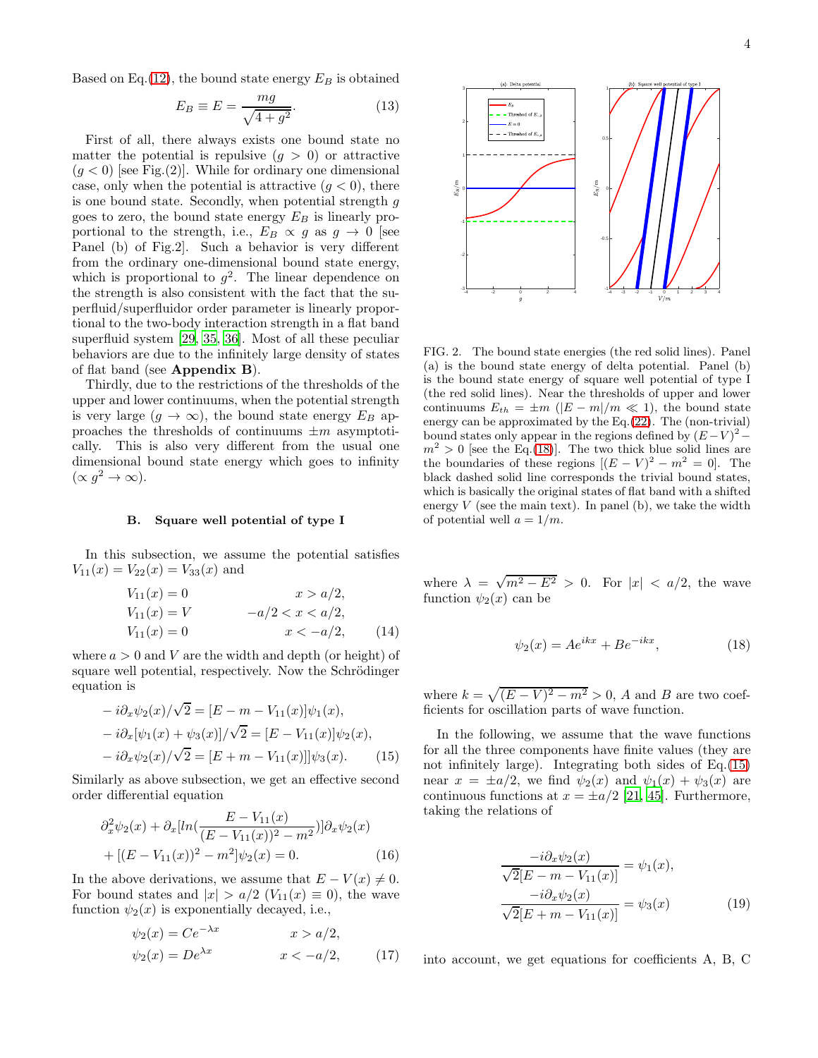Based on Eq.(12), the bound state energy $E_B$ is obtained

$$E_B \equiv E = \frac{mg}{\sqrt{4+g^2}}. \tag{13}$$

First of all, there always exists one bound state no matter the potential is repulsive ($g > 0$) or attractive ($g < 0$) [see Fig.(2)]. While for ordinary one dimensional case, only when the potential is attractive ($g < 0$), there is one bound state. Secondly, when potential strength $g$ goes to zero, the bound state energy $E_B$ is linearly proportional to the strength, i.e., $E_B \propto g$ as $g \to 0$ [see Panel (b) of Fig.2]. Such a behavior is very different from the ordinary one-dimensional bound state energy, which is proportional to $g^2$. The linear dependence on the strength is also consistent with the fact that the superfluid/superfluidor order parameter is linearly proportional to the two-body interaction strength in a flat band superfluid system [29, 35, 36]. Most of all these peculiar behaviors are due to the infinitely large density of states of flat band (see **Appendix B**).

Thirdly, due to the restrictions of the thresholds of the upper and lower continuums, when the potential strength is very large ($g \to \infty$), the bound state energy $E_B$ approaches the thresholds of continuums $\pm m$ asymptotically. This is also very different from the usual one dimensional bound state energy which goes to infinity ($\propto g^2 \to \infty$).

### B. Square well potential of type I

In this subsection, we assume the potential satisfies $V_{11}(x) = V_{22}(x) = V_{33}(x)$ and

$$\begin{aligned}
V_{11}(x) &= 0 \qquad\qquad x > a/2,\\
V_{11}(x) &= V \qquad\qquad -a/2 < x < a/2,\\
V_{11}(x) &= 0 \qquad\qquad x < -a/2,
\end{aligned} \tag{14}$$

where $a > 0$ and $V$ are the width and depth (or height) of square well potential, respectively. Now the Schrödinger equation is

$$\begin{aligned}
&-i\partial_x\psi_2(x)/\sqrt{2} = [E - m - V_{11}(x)]\psi_1(x),\\
&-i\partial_x[\psi_1(x) + \psi_3(x)]/\sqrt{2} = [E - V_{11}(x)]\psi_2(x),\\
&-i\partial_x\psi_2(x)/\sqrt{2} = [E + m - V_{11}(x)]]\psi_3(x).
\end{aligned} \tag{15}$$

Similarly as above subsection, we get an effective second order differential equation

$$\begin{aligned}
&\partial_x^2\psi_2(x) + \partial_x[ln(\frac{E - V_{11}(x)}{(E - V_{11}(x))^2 - m^2})]\partial_x\psi_2(x)\\
&+ [(E - V_{11}(x))^2 - m^2]\psi_2(x) = 0.
\end{aligned} \tag{16}$$

In the above derivations, we assume that $E - V(x) \neq 0$. For bound states and $|x| > a/2$ ($V_{11}(x) \equiv 0$), the wave function $\psi_2(x)$ is exponentially decayed, i.e.,

$$\begin{aligned}
\psi_2(x) &= Ce^{-\lambda x} \qquad\qquad x > a/2,\\
\psi_2(x) &= De^{\lambda x} \qquad\qquad x < -a/2,
\end{aligned} \tag{17}$$

FIG. 2. The bound state energies (the red solid lines). Panel (a) is the bound state energy of delta potential. Panel (b) is the bound state energy of square well potential of type I (the red solid lines). Near the thresholds of upper and lower continuums $E_{th} = \pm m$ ($|E - m|/m \ll 1$), the bound state energy can be approximated by the Eq.(22). The (non-trivial) bound states only appear in the regions defined by $(E-V)^2 - m^2 > 0$ [see the Eq.(18)]. The two thick blue solid lines are the boundaries of these regions [$(E - V)^2 - m^2 = 0$]. The black dashed solid line corresponds the trivial bound states, which is basically the original states of flat band with a shifted energy $V$ (see the main text). In panel (b), we take the width of potential well $a = 1/m$.

where $\lambda = \sqrt{m^2 - E^2} > 0$. For $|x| < a/2$, the wave function $\psi_2(x)$ can be

$$\psi_2(x) = Ae^{ikx} + Be^{-ikx}, \tag{18}$$

where $k = \sqrt{(E-V)^2 - m^2} > 0$, $A$ and $B$ are two coefficients for oscillation parts of wave function.

In the following, we assume that the wave functions for all the three components have finite values (they are not infinitely large). Integrating both sides of Eq.(15) near $x = \pm a/2$, we find $\psi_2(x)$ and $\psi_1(x) + \psi_3(x)$ are continuous functions at $x = \pm a/2$ [21, 45]. Furthermore, taking the relations of

$$\begin{aligned}
\frac{-i\partial_x\psi_2(x)}{\sqrt{2}[E - m - V_{11}(x)]} &= \psi_1(x),\\
\frac{-i\partial_x\psi_2(x)}{\sqrt{2}[E + m - V_{11}(x)]} &= \psi_3(x)
\end{aligned} \tag{19}$$

into account, we get equations for coefficients A, B, C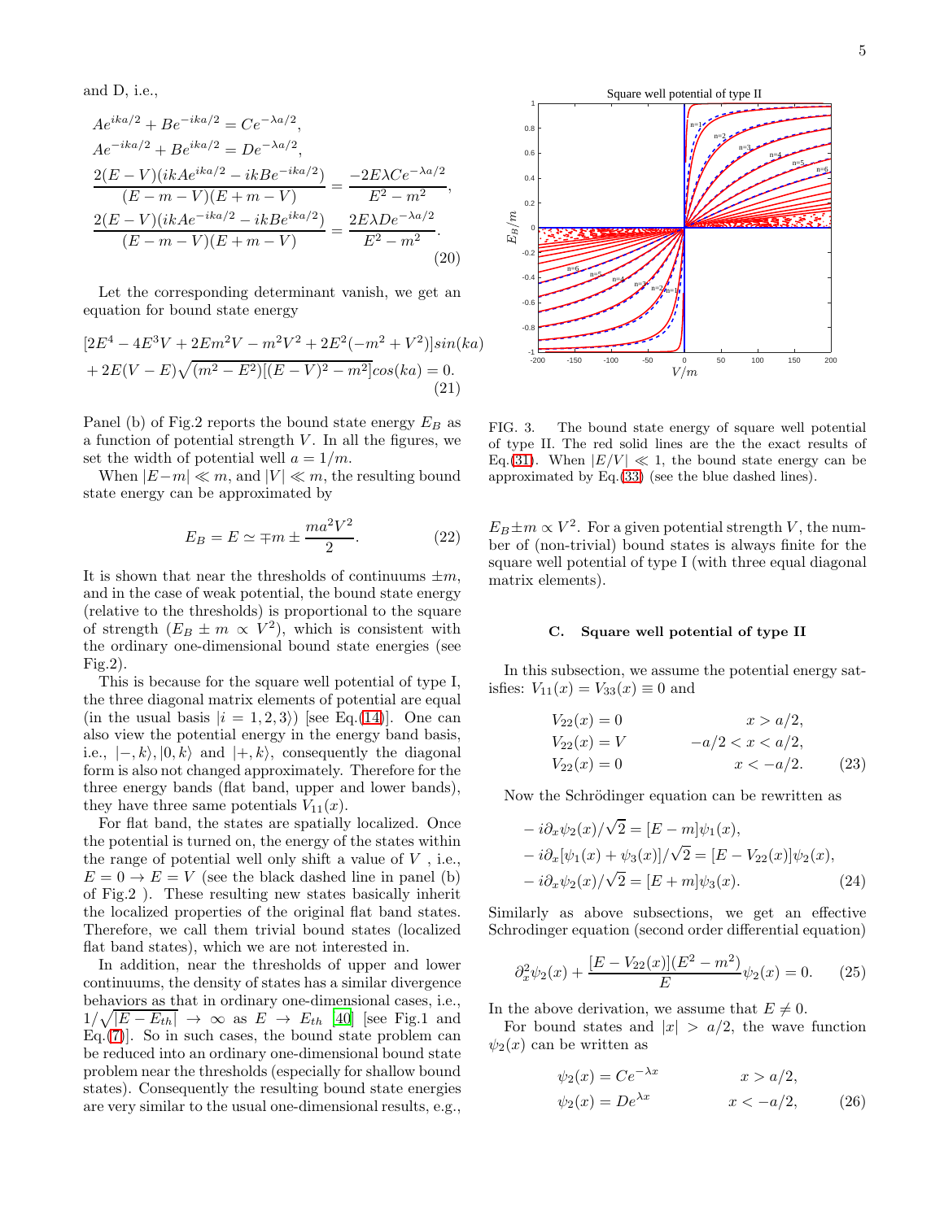and D, i.e.,

$$
\begin{aligned}
&Ae^{ika/2} + Be^{-ika/2} = Ce^{-\lambda a/2}, \\
&Ae^{-ika/2} + Be^{ika/2} = De^{-\lambda a/2}, \\
&\frac{2(E-V)(ikAe^{ika/2} - ikBe^{-ika/2})}{(E-m-V)(E+m-V)} = \frac{-2E\lambda Ce^{-\lambda a/2}}{E^2 - m^2}, \\
&\frac{2(E-V)(ikAe^{-ika/2} - ikBe^{ika/2})}{(E-m-V)(E+m-V)} = \frac{2E\lambda De^{-\lambda a/2}}{E^2 - m^2}.
\end{aligned} \tag{20}
$$

Let the corresponding determinant vanish, we get an equation for bound state energy

$$
\begin{aligned}
&[2E^4 - 4E^3V + 2Em^2V - m^2V^2 + 2E^2(-m^2 + V^2)]sin(ka) \\
&+ 2E(V-E)\sqrt{(m^2 - E^2)[(E-V)^2 - m^2]}cos(ka) = 0.
\end{aligned} \tag{21}
$$

Panel (b) of Fig.2 reports the bound state energy $E_B$ as a function of potential strength $V$. In all the figures, we set the width of potential well $a = 1/m$.

When $|E-m| \ll m$, and $|V| \ll m$, the resulting bound state energy can be approximated by

$$
E_B = E \simeq \mp m \pm \frac{ma^2V^2}{2}. \tag{22}
$$

It is shown that near the thresholds of continuums $\pm m$, and in the case of weak potential, the bound state energy (relative to the thresholds) is proportional to the square of strength ($E_B \pm m \propto V^2$), which is consistent with the ordinary one-dimensional bound state energies (see Fig.2).

This is because for the square well potential of type I, the three diagonal matrix elements of potential are equal (in the usual basis $|i = 1, 2, 3\rangle$) [see Eq.(14)]. One can also view the potential energy in the energy band basis, i.e., $|-, k\rangle, |0, k\rangle$ and $|+, k\rangle$, consequently the diagonal form is also not changed approximately. Therefore for the three energy bands (flat band, upper and lower bands), they have three same potentials $V_{11}(x)$.

For flat band, the states are spatially localized. Once the potential is turned on, the energy of the states within the range of potential well only shift a value of $V$, i.e., $E = 0 \to E = V$ (see the black dashed line in panel (b) of Fig.2 ). These resulting new states basically inherit the localized properties of the original flat band states. Therefore, we call them trivial bound states (localized flat band states), which we are not interested in.

In addition, near the thresholds of upper and lower continuums, the density of states has a similar divergence behaviors as that in ordinary one-dimensional cases, i.e., $1/\sqrt{|E - E_{th}|} \to \infty$ as $E \to E_{th}$ [40] [see Fig.1 and Eq.(7)]. So in such cases, the bound state problem can be reduced into an ordinary one-dimensional bound state problem near the thresholds (especially for shallow bound states). Consequently the resulting bound state energies are very similar to the usual one-dimensional results, e.g., $E_B \pm m \propto V^2$. For a given potential strength $V$, the number of (non-trivial) bound states is always finite for the square well potential of type I (with three equal diagonal matrix elements).

FIG. 3. The bound state energy of square well potential of type II. The red solid lines are the the exact results of Eq.(31). When $|E/V| \ll 1$, the bound state energy can be approximated by Eq.(33) (see the blue dashed lines).

### C. Square well potential of type II

In this subsection, we assume the potential energy satisfies: $V_{11}(x) = V_{33}(x) \equiv 0$ and

$$
\begin{aligned}
&V_{22}(x) = 0 && x > a/2, \\
&V_{22}(x) = V && -a/2 < x < a/2, \\
&V_{22}(x) = 0 && x < -a/2.
\end{aligned} \tag{23}
$$

Now the Schrödinger equation can be rewritten as

$$
\begin{aligned}
&-i\partial_x\psi_2(x)/\sqrt{2} = [E-m]\psi_1(x), \\
&-i\partial_x[\psi_1(x) + \psi_3(x)]/\sqrt{2} = [E - V_{22}(x)]\psi_2(x), \\
&-i\partial_x\psi_2(x)/\sqrt{2} = [E+m]\psi_3(x).
\end{aligned} \tag{24}
$$

Similarly as above subsections, we get an effective Schrodinger equation (second order differential equation)

$$
\partial_x^2\psi_2(x) + \frac{[E - V_{22}(x)](E^2 - m^2)}{E}\psi_2(x) = 0. \tag{25}
$$

In the above derivation, we assume that $E \neq 0$.

For bound states and $|x| > a/2$, the wave function $\psi_2(x)$ can be written as

$$
\begin{aligned}
&\psi_2(x) = Ce^{-\lambda x} && x > a/2, \\
&\psi_2(x) = De^{\lambda x} && x < -a/2,
\end{aligned} \tag{26}
$$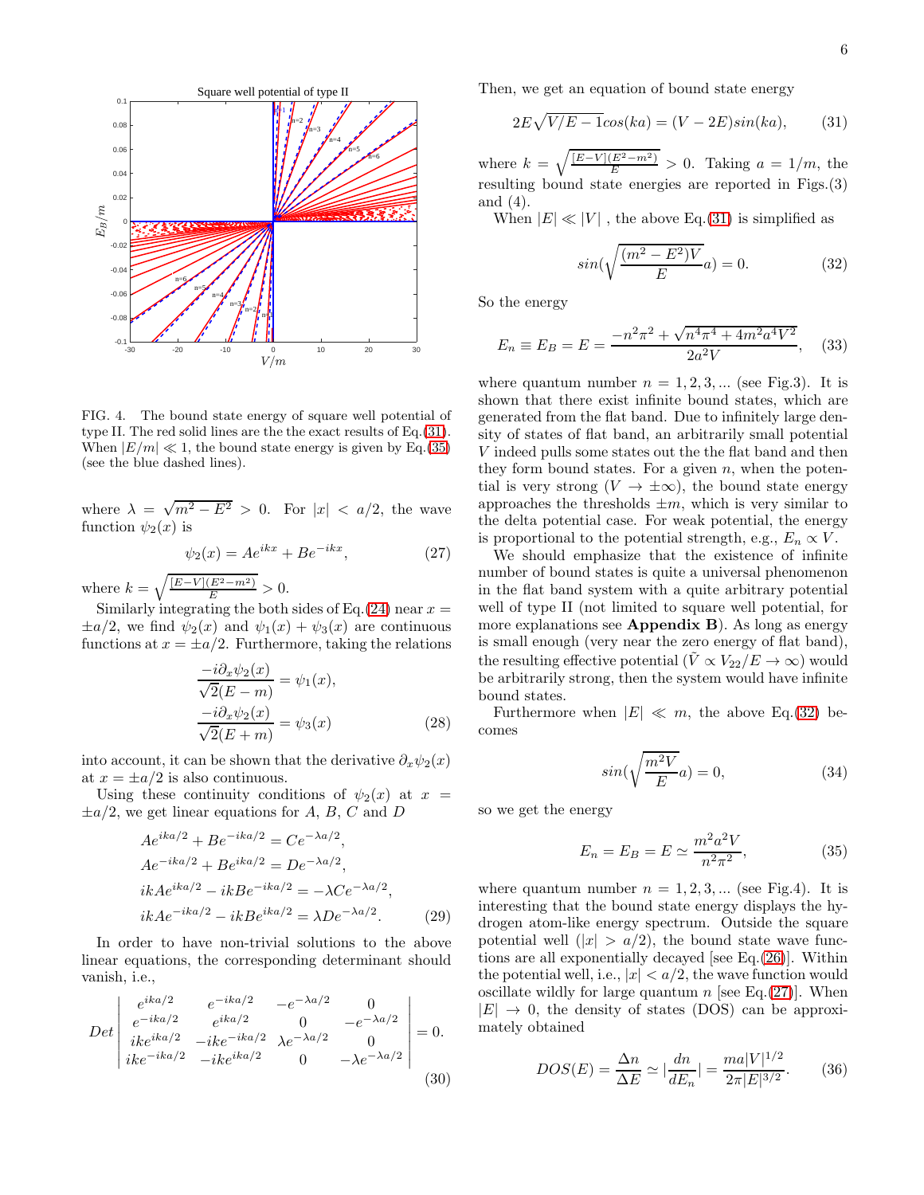FIG. 4. The bound state energy of square well potential of type II. The red solid lines are the the exact results of Eq.(31). When $|E/m| \ll 1$, the bound state energy is given by Eq.(35) (see the blue dashed lines).

where $\lambda = \sqrt{m^2 - E^2} > 0$. For $|x| < a/2$, the wave function $\psi_2(x)$ is

$$\psi_2(x) = Ae^{ikx} + Be^{-ikx}, \tag{27}$$

where $k = \sqrt{\frac{[E-V](E^2-m^2)}{E}} > 0$.

Similarly integrating the both sides of Eq.(24) near $x = \pm a/2$, we find $\psi_2(x)$ and $\psi_1(x) + \psi_3(x)$ are continuous functions at $x = \pm a/2$. Furthermore, taking the relations

$$\frac{-i\partial_x \psi_2(x)}{\sqrt{2}(E-m)} = \psi_1(x),$$
$$\frac{-i\partial_x \psi_2(x)}{\sqrt{2}(E+m)} = \psi_3(x) \tag{28}$$

into account, it can be shown that the derivative $\partial_x \psi_2(x)$ at $x = \pm a/2$ is also continuous.

Using these continuity conditions of $\psi_2(x)$ at $x = \pm a/2$, we get linear equations for $A$, $B$, $C$ and $D$

$$\begin{aligned}
&Ae^{ika/2} + Be^{-ika/2} = Ce^{-\lambda a/2},\\
&Ae^{-ika/2} + Be^{ika/2} = De^{-\lambda a/2},\\
&ikAe^{ika/2} - ikBe^{-ika/2} = -\lambda Ce^{-\lambda a/2},\\
&ikAe^{-ika/2} - ikBe^{ika/2} = \lambda De^{-\lambda a/2}.
\end{aligned} \tag{29}$$

In order to have non-trivial solutions to the above linear equations, the corresponding determinant should vanish, i.e.,

$$Det \begin{vmatrix} e^{ika/2} & e^{-ika/2} & -e^{-\lambda a/2} & 0 \\ e^{-ika/2} & e^{ika/2} & 0 & -e^{-\lambda a/2} \\ ike^{ika/2} & -ike^{-ika/2} & \lambda e^{-\lambda a/2} & 0 \\ ike^{-ika/2} & -ike^{ika/2} & 0 & -\lambda e^{-\lambda a/2} \end{vmatrix} = 0. \tag{30}$$

Then, we get an equation of bound state energy

$$2E\sqrt{V/E-1}cos(ka) = (V-2E)sin(ka), \tag{31}$$

where $k = \sqrt{\frac{[E-V](E^2-m^2)}{E}} > 0$. Taking $a = 1/m$, the resulting bound state energies are reported in Figs.(3) and (4).

When $|E| \ll |V|$ , the above Eq.(31) is simplified as

$$sin(\sqrt{\frac{(m^2-E^2)V}{E}}a) = 0. \tag{32}$$

So the energy

$$E_n \equiv E_B = E = \frac{-n^2\pi^2 + \sqrt{n^4\pi^4 + 4m^2a^4V^2}}{2a^2V}, \tag{33}$$

where quantum number $n = 1, 2, 3, ...$ (see Fig.3). It is shown that there exist infinite bound states, which are generated from the flat band. Due to infinitely large density of states of flat band, an arbitrarily small potential $V$ indeed pulls some states out the the flat band and then they form bound states. For a given $n$, when the potential is very strong ($V \to \pm\infty$), the bound state energy approaches the thresholds $\pm m$, which is very similar to the delta potential case. For weak potential, the energy is proportional to the potential strength, e.g., $E_n \propto V$.

We should emphasize that the existence of infinite number of bound states is quite a universal phenomenon in the flat band system with a quite arbitrary potential well of type II (not limited to square well potential, for more explanations see **Appendix B**). As long as energy is small enough (very near the zero energy of flat band), the resulting effective potential ($\tilde{V} \propto V_{22}/E \to \infty$) would be arbitrarily strong, then the system would have infinite bound states.

Furthermore when $|E| \ll m$, the above Eq.(32) becomes

$$sin(\sqrt{\frac{m^2V}{E}}a) = 0, \tag{34}$$

so we get the energy

$$E_n = E_B = E \simeq \frac{m^2a^2V}{n^2\pi^2}, \tag{35}$$

where quantum number $n = 1, 2, 3, ...$ (see Fig.4). It is interesting that the bound state energy displays the hydrogen atom-like energy spectrum. Outside the square potential well ($|x| > a/2$), the bound state wave functions are all exponentially decayed [see Eq.(26)]. Within the potential well, i.e., $|x| < a/2$, the wave function would oscillate wildly for large quantum $n$ [see Eq.(27)]. When $|E| \to 0$, the density of states (DOS) can be approximately obtained

$$DOS(E) = \frac{\Delta n}{\Delta E} \simeq |\frac{dn}{dE_n}| = \frac{ma|V|^{1/2}}{2\pi|E|^{3/2}}. \tag{36}$$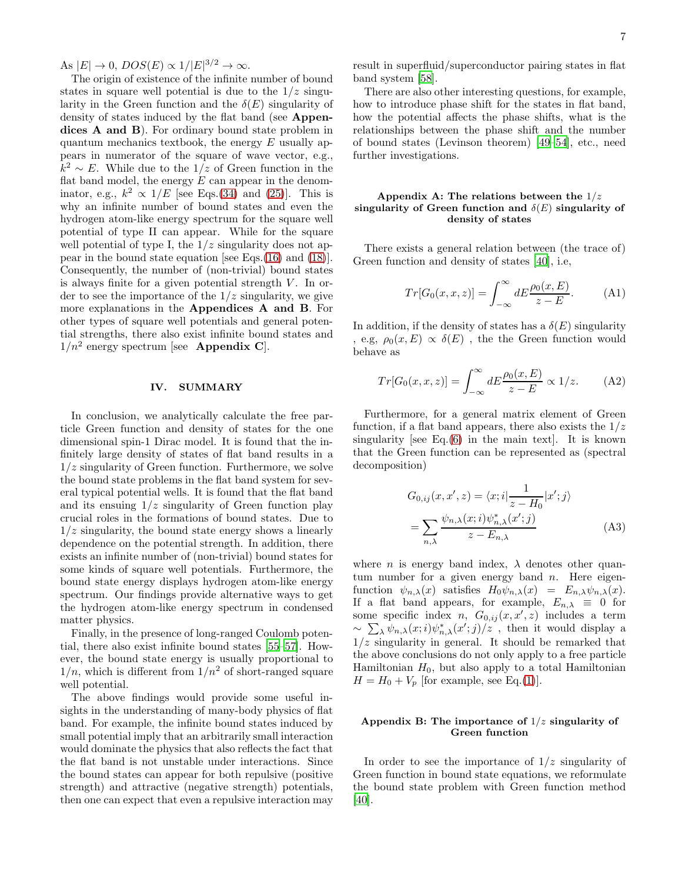As $|E| \to 0$, $DOS(E) \propto 1/|E|^{3/2} \to \infty$.

The origin of existence of the infinite number of bound states in square well potential is due to the $1/z$ singularity in the Green function and the $\delta(E)$ singularity of density of states induced by the flat band (see **Appendices A and B**). For ordinary bound state problem in quantum mechanics textbook, the energy $E$ usually appears in numerator of the square of wave vector, e.g., $k^2 \sim E$. While due to the $1/z$ of Green function in the flat band model, the energy $E$ can appear in the denominator, e.g., $k^2 \propto 1/E$ [see Eqs.(34) and (25)]. This is why an infinite number of bound states and even the hydrogen atom-like energy spectrum for the square well potential of type II can appear. While for the square well potential of type I, the $1/z$ singularity does not appear in the bound state equation [see Eqs.(16) and (18)]. Consequently, the number of (non-trivial) bound states is always finite for a given potential strength $V$. In order to see the importance of the $1/z$ singularity, we give more explanations in the **Appendices A and B**. For other types of square well potentials and general potential strengths, there also exist infinite bound states and $1/n^2$ energy spectrum [see **Appendix C**].

## IV. SUMMARY

In conclusion, we analytically calculate the free particle Green function and density of states for the one dimensional spin-1 Dirac model. It is found that the infinitely large density of states of flat band results in a $1/z$ singularity of Green function. Furthermore, we solve the bound state problems in the flat band system for several typical potential wells. It is found that the flat band and its ensuing $1/z$ singularity of Green function play crucial roles in the formations of bound states. Due to $1/z$ singularity, the bound state energy shows a linearly dependence on the potential strength. In addition, there exists an infinite number of (non-trivial) bound states for some kinds of square well potentials. Furthermore, the bound state energy displays hydrogen atom-like energy spectrum. Our findings provide alternative ways to get the hydrogen atom-like energy spectrum in condensed matter physics.

Finally, in the presence of long-ranged Coulomb potential, there also exist infinite bound states [55–57]. However, the bound state energy is usually proportional to $1/n$, which is different from $1/n^2$ of short-ranged square well potential.

The above findings would provide some useful insights in the understanding of many-body physics of flat band. For example, the infinite bound states induced by small potential imply that an arbitrarily small interaction would dominate the physics that also reflects the fact that the flat band is not unstable under interactions. Since the bound states can appear for both repulsive (positive strength) and attractive (negative strength) potentials, then one can expect that even a repulsive interaction may result in superfluid/superconductor pairing states in flat band system [58].

There are also other interesting questions, for example, how to introduce phase shift for the states in flat band, how the potential affects the phase shifts, what is the relationships between the phase shift and the number of bound states (Levinson theorem) [49–54], etc., need further investigations.

### Appendix A: The relations between the $1/z$ singularity of Green function and $\delta(E)$ singularity of density of states

There exists a general relation between (the trace of) Green function and density of states [40], i.e,

$$Tr[G_0(x, x, z)] = \int_{-\infty}^{\infty} dE \frac{\rho_0(x, E)}{z - E}. \tag{A1}$$

In addition, if the density of states has a $\delta(E)$ singularity , e.g, $\rho_0(x, E) \propto \delta(E)$ , the the Green function would behave as

$$Tr[G_0(x, x, z)] = \int_{-\infty}^{\infty} dE \frac{\rho_0(x, E)}{z - E} \propto 1/z. \tag{A2}$$

Furthermore, for a general matrix element of Green function, if a flat band appears, there also exists the $1/z$ singularity [see Eq.(6) in the main text]. It is known that the Green function can be represented as (spectral decomposition)

$$\begin{aligned} G_{0,ij}(x, x', z) &= \langle x; i | \frac{1}{z - H_0} | x'; j \rangle \\ &= \sum_{n,\lambda} \frac{\psi_{n,\lambda}(x; i)\psi^*_{n,\lambda}(x'; j)}{z - E_{n,\lambda}} \end{aligned} \tag{A3}$$

where $n$ is energy band index, $\lambda$ denotes other quantum number for a given energy band $n$. Here eigenfunction $\psi_{n,\lambda}(x)$ satisfies $H_0\psi_{n,\lambda}(x) = E_{n,\lambda}\psi_{n,\lambda}(x)$. If a flat band appears, for example, $E_{n,\lambda} \equiv 0$ for some specific index $n$, $G_{0,ij}(x, x', z)$ includes a term $\sim \sum_\lambda \psi_{n,\lambda}(x; i)\psi^*_{n,\lambda}(x'; j)/z$ , then it would display a $1/z$ singularity in general. It should be remarked that the above conclusions do not only apply to a free particle Hamiltonian $H_0$, but also apply to a total Hamiltonian $H = H_0 + V_p$ [for example, see Eq.(1)].

### Appendix B: The importance of $1/z$ singularity of Green function

In order to see the importance of $1/z$ singularity of Green function in bound state equations, we reformulate the bound state problem with Green function method [40].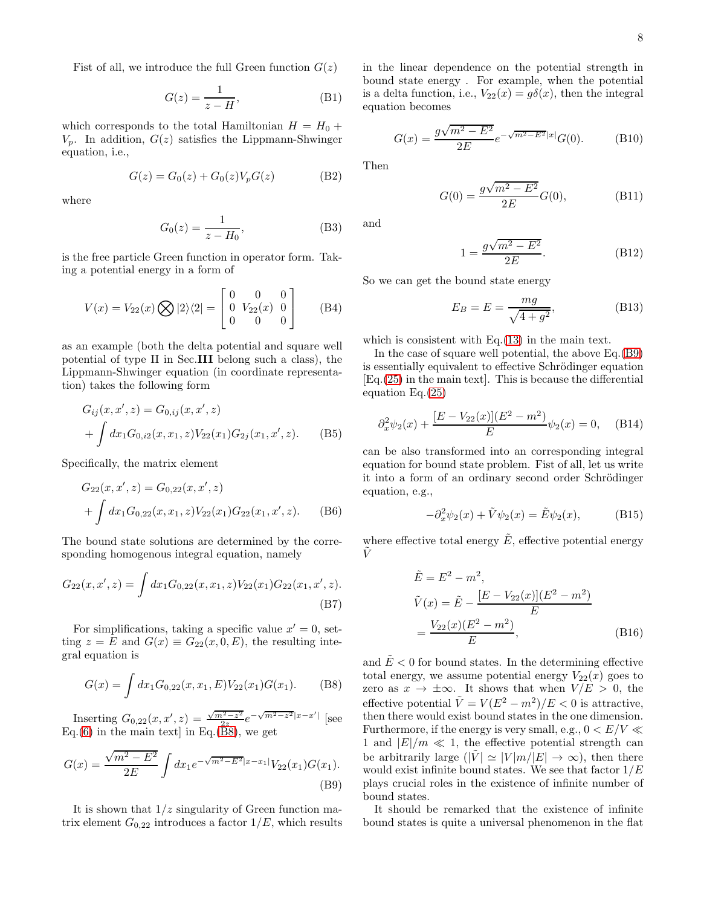Fist of all, we introduce the full Green function $G(z)$

$$G(z) = \frac{1}{z - H}, \tag{B1}$$

which corresponds to the total Hamiltonian $H = H_0 + V_p$. In addition, $G(z)$ satisfies the Lippmann-Shwinger equation, i.e.,

$$G(z) = G_0(z) + G_0(z)V_pG(z) \tag{B2}$$

where

$$G_0(z) = \frac{1}{z - H_0}, \tag{B3}$$

is the free particle Green function in operator form. Taking a potential energy in a form of

$$V(x) = V_{22}(x) \bigotimes |2\rangle\langle 2| = \begin{bmatrix} 0 & 0 & 0 \\ 0 & V_{22}(x) & 0 \\ 0 & 0 & 0 \end{bmatrix} \tag{B4}$$

as an example (both the delta potential and square well potential of type II in Sec.**III** belong such a class), the Lippmann-Shwinger equation (in coordinate representation) takes the following form

$$\begin{aligned} G_{ij}(x, x', z) &= G_{0,ij}(x, x', z) \\ &+ \int dx_1 G_{0,i2}(x, x_1, z)V_{22}(x_1)G_{2j}(x_1, x', z). \end{aligned} \tag{B5}$$

Specifically, the matrix element

$$\begin{aligned} G_{22}(x, x', z) &= G_{0,22}(x, x', z) \\ &+ \int dx_1 G_{0,22}(x, x_1, z)V_{22}(x_1)G_{22}(x_1, x', z). \end{aligned} \tag{B6}$$

The bound state solutions are determined by the corresponding homogenous integral equation, namely

$$G_{22}(x, x', z) = \int dx_1 G_{0,22}(x, x_1, z)V_{22}(x_1)G_{22}(x_1, x', z). \tag{B7}$$

For simplifications, taking a specific value $x' = 0$, setting $z = E$ and $G(x) \equiv G_{22}(x, 0, E)$, the resulting integral equation is

$$G(x) = \int dx_1 G_{0,22}(x, x_1, E)V_{22}(x_1)G(x_1). \tag{B8}$$

Inserting $G_{0,22}(x, x', z) = \frac{\sqrt{m^2-z^2}}{2z}e^{-\sqrt{m^2-z^2}|x-x'|}$ [see Eq.(6) in the main text] in Eq.(B8), we get

$$G(x) = \frac{\sqrt{m^2 - E^2}}{2E}\int dx_1 e^{-\sqrt{m^2-E^2}|x-x_1|}V_{22}(x_1)G(x_1). \tag{B9}$$

It is shown that $1/z$ singularity of Green function matrix element $G_{0,22}$ introduces a factor $1/E$, which results in the linear dependence on the potential strength in bound state energy . For example, when the potential is a delta function, i.e., $V_{22}(x) = g\delta(x)$, then the integral equation becomes

$$G(x) = \frac{g\sqrt{m^2 - E^2}}{2E}e^{-\sqrt{m^2-E^2}|x|}G(0). \tag{B10}$$

Then

$$G(0) = \frac{g\sqrt{m^2 - E^2}}{2E}G(0), \tag{B11}$$

and

$$1 = \frac{g\sqrt{m^2 - E^2}}{2E}. \tag{B12}$$

So we can get the bound state energy

$$E_B = E = \frac{mg}{\sqrt{4 + g^2}}, \tag{B13}$$

which is consistent with Eq.(13) in the main text.

In the case of square well potential, the above Eq.(B9) is essentially equivalent to effective Schrödinger equation [Eq.(25) in the main text]. This is because the differential equation Eq.(25)

$$\partial_x^2\psi_2(x) + \frac{[E - V_{22}(x)](E^2 - m^2)}{E}\psi_2(x) = 0, \tag{B14}$$

can be also transformed into an corresponding integral equation for bound state problem. Fist of all, let us write it into a form of an ordinary second order Schrödinger equation, e.g.,

$$-\partial_x^2\psi_2(x) + \tilde{V}\psi_2(x) = \tilde{E}\psi_2(x), \tag{B15}$$

where effective total energy $\tilde{E}$, effective potential energy $\tilde{V}$

$$\begin{aligned} \tilde{E} &= E^2 - m^2, \\ \tilde{V}(x) &= \tilde{E} - \frac{[E - V_{22}(x)](E^2 - m^2)}{E} \\ &= \frac{V_{22}(x)(E^2 - m^2)}{E}, \end{aligned} \tag{B16}$$

and $\tilde{E} < 0$ for bound states. In the determining effective total energy, we assume potential energy $V_{22}(x)$ goes to zero as $x \to \pm\infty$. It shows that when $V/E > 0$, the effective potential $\tilde{V} = V(E^2 - m^2)/E < 0$ is attractive, then there would exist bound states in the one dimension. Furthermore, if the energy is very small, e.g., $0 < E/V \ll 1$ and $|E|/m \ll 1$, the effective potential strength can be arbitrarily large ($|\tilde{V}| \simeq |V|m/|E| \to \infty$), then there would exist infinite bound states. We see that factor $1/E$ plays crucial roles in the existence of infinite number of bound states.

It should be remarked that the existence of infinite bound states is quite a universal phenomenon in the flat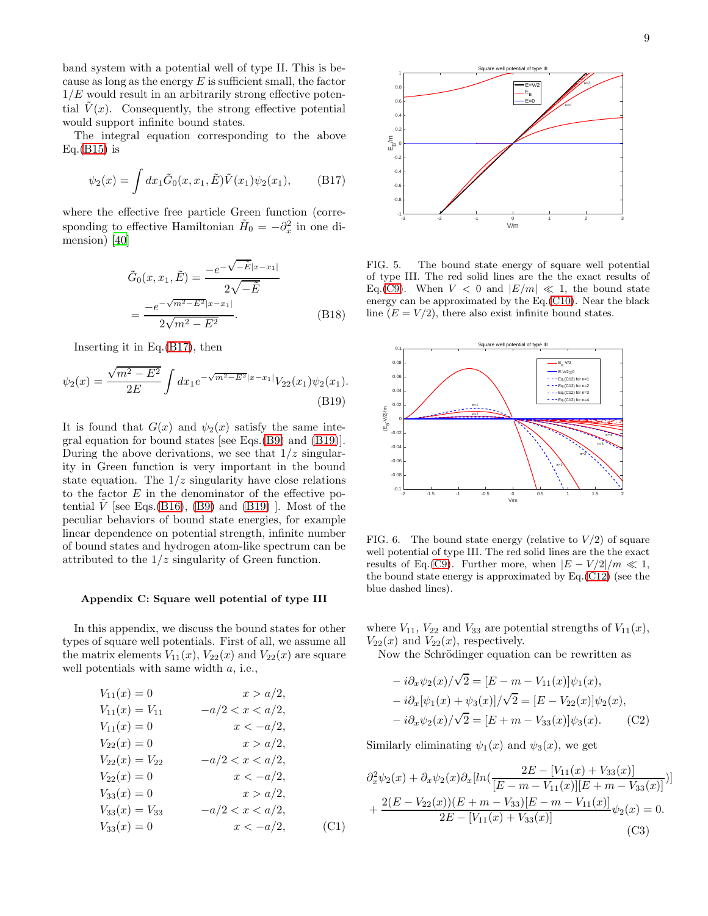band system with a potential well of type II. This is because as long as the energy $E$ is sufficient small, the factor $1/E$ would result in an arbitrarily strong effective potential $\tilde{V}(x)$. Consequently, the strong effective potential would support infinite bound states.

The integral equation corresponding to the above Eq.(B15) is

$$\psi_2(x) = \int dx_1 \tilde{G}_0(x, x_1, \tilde{E}) \tilde{V}(x_1) \psi_2(x_1), \quad \text{(B17)}$$

where the effective free particle Green function (corresponding to effective Hamiltonian $\tilde{H}_0 = -\partial_x^2$ in one dimension) [40]

$$\tilde{G}_0(x, x_1, \tilde{E}) = \frac{-e^{-\sqrt{-\tilde{E}}|x-x_1|}}{2\sqrt{-\tilde{E}}} = \frac{-e^{-\sqrt{m^2-E^2}|x-x_1|}}{2\sqrt{m^2-E^2}}. \quad \text{(B18)}$$

Inserting it in Eq.(B17), then

$$\psi_2(x) = \frac{\sqrt{m^2-E^2}}{2E} \int dx_1 e^{-\sqrt{m^2-E^2}|x-x_1|} V_{22}(x_1) \psi_2(x_1). \quad \text{(B19)}$$

It is found that $G(x)$ and $\psi_2(x)$ satisfy the same integral equation for bound states [see Eqs.(B9) and (B19)]. During the above derivations, we see that $1/z$ singularity in Green function is very important in the bound state equation. The $1/z$ singularity have close relations to the factor $E$ in the denominator of the effective potential $\tilde{V}$ [see Eqs.(B16), (B9) and (B19) ]. Most of the peculiar behaviors of bound state energies, for example linear dependence on potential strength, infinite number of bound states and hydrogen atom-like spectrum can be attributed to the $1/z$ singularity of Green function.

### Appendix C: Square well potential of type III

In this appendix, we discuss the bound states for other types of square well potentials. First of all, we assume all the matrix elements $V_{11}(x)$, $V_{22}(x)$ and $V_{22}(x)$ are square well potentials with same width $a$, i.e.,

$$\begin{aligned}
V_{11}(x) &= 0 & x &> a/2, \\
V_{11}(x) &= V_{11} & -a/2 < x &< a/2, \\
V_{11}(x) &= 0 & x &< -a/2, \\
V_{22}(x) &= 0 & x &> a/2, \\
V_{22}(x) &= V_{22} & -a/2 < x &< a/2, \\
V_{22}(x) &= 0 & x &< -a/2, \\
V_{33}(x) &= 0 & x &> a/2, \\
V_{33}(x) &= V_{33} & -a/2 < x &< a/2, \\
V_{33}(x) &= 0 & x &< -a/2,
\end{aligned} \quad \text{(C1)}$$

FIG. 5. The bound state energy of square well potential of type III. The red solid lines are the exact results of Eq.(C9). When $V < 0$ and $|E/m| \ll 1$, the bound state energy can be approximated by the Eq.(C10). Near the black line ($E = V/2$), there also exist infinite bound states.

FIG. 6. The bound state energy (relative to $V/2$) of square well potential of type III. The red solid lines are the exact results of Eq.(C9). Further more, when $|E - V/2|/m \ll 1$, the bound state energy is approximated by Eq.(C12) (see the blue dashed lines).

where $V_{11}$, $V_{22}$ and $V_{33}$ are potential strengths of $V_{11}(x)$, $V_{22}(x)$ and $V_{22}(x)$, respectively.

Now the Schrödinger equation can be rewritten as

$$\begin{aligned}
-i\partial_x \psi_2(x)/\sqrt{2} &= [E - m - V_{11}(x)]\psi_1(x), \\
-i\partial_x [\psi_1(x) + \psi_3(x)]/\sqrt{2} &= [E - V_{22}(x)]\psi_2(x), \\
-i\partial_x \psi_2(x)/\sqrt{2} &= [E + m - V_{33}(x)]\psi_3(x).
\end{aligned} \quad \text{(C2)}$$

Similarly eliminating $\psi_1(x)$ and $\psi_3(x)$, we get

$$\partial_x^2 \psi_2(x) + \partial_x \psi_2(x) \partial_x [ln(\frac{2E - [V_{11}(x) + V_{33}(x)]}{[E - m - V_{11}(x)][E + m - V_{33}(x)]})] + \frac{2(E - V_{22}(x))(E + m - V_{33})[E - m - V_{11}(x)]}{2E - [V_{11}(x) + V_{33}(x)]} \psi_2(x) = 0. \quad \text{(C3)}$$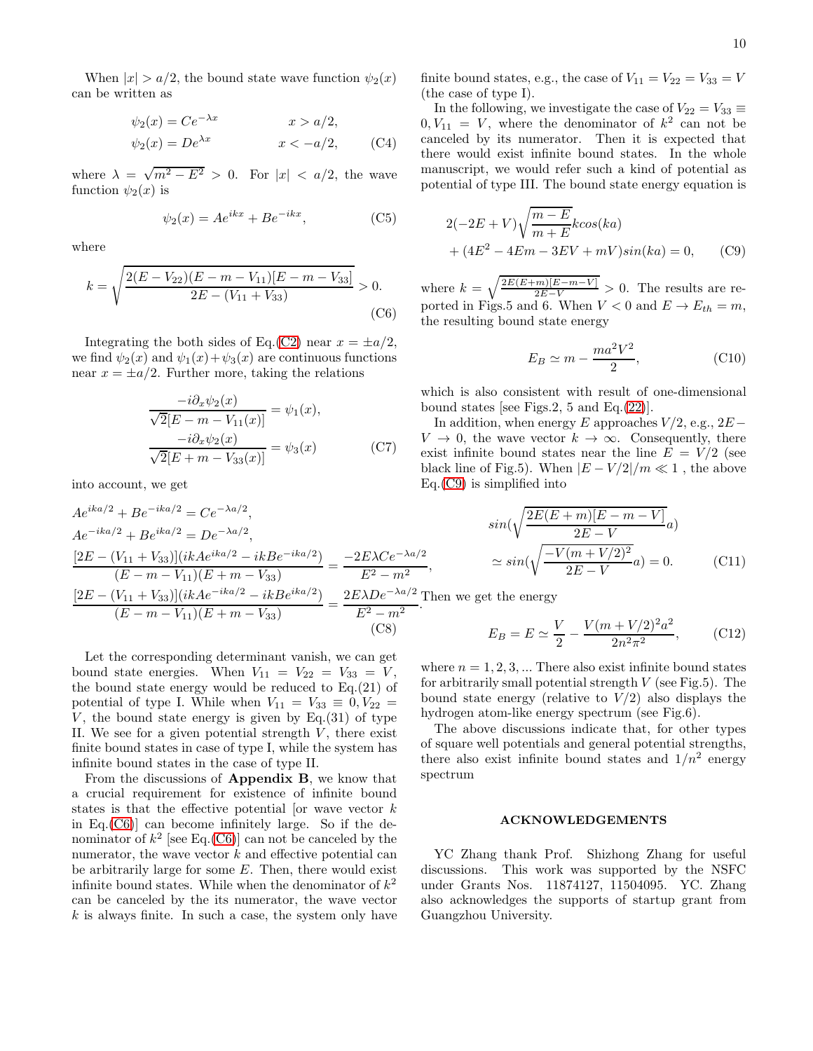When $|x| > a/2$, the bound state wave function $\psi_2(x)$ can be written as

$$\psi_2(x) = Ce^{-\lambda x} \qquad x > a/2,$$
$$\psi_2(x) = De^{\lambda x} \qquad x < -a/2, \tag{C4}$$

where $\lambda = \sqrt{m^2 - E^2} > 0$. For $|x| < a/2$, the wave function $\psi_2(x)$ is

$$\psi_2(x) = Ae^{ikx} + Be^{-ikx}, \tag{C5}$$

where

$$k = \sqrt{\frac{2(E - V_{22})(E - m - V_{11})[E - m - V_{33}]}{2E - (V_{11} + V_{33})}} > 0. \tag{C6}$$

Integrating the both sides of Eq.(C2) near $x = \pm a/2$, we find $\psi_2(x)$ and $\psi_1(x) + \psi_3(x)$ are continuous functions near $x = \pm a/2$. Further more, taking the relations

$$\frac{-i\partial_x \psi_2(x)}{\sqrt{2}[E - m - V_{11}(x)]} = \psi_1(x),$$
$$\frac{-i\partial_x \psi_2(x)}{\sqrt{2}[E + m - V_{33}(x)]} = \psi_3(x) \tag{C7}$$

into account, we get

$$Ae^{ika/2} + Be^{-ika/2} = Ce^{-\lambda a/2},$$
$$Ae^{-ika/2} + Be^{ika/2} = De^{-\lambda a/2},$$
$$\frac{[2E - (V_{11} + V_{33})](ikAe^{ika/2} - ikBe^{-ika/2})}{(E - m - V_{11})(E + m - V_{33})} = \frac{-2E\lambda Ce^{-\lambda a/2}}{E^2 - m^2},$$
$$\frac{[2E - (V_{11} + V_{33})](ikAe^{-ika/2} - ikBe^{ika/2})}{(E - m - V_{11})(E + m - V_{33})} = \frac{2E\lambda De^{-\lambda a/2}}{E^2 - m^2}. \tag{C8}$$

Let the corresponding determinant vanish, we can get bound state energies. When $V_{11} = V_{22} = V_{33} = V$, the bound state energy would be reduced to Eq.(21) of potential of type I. While when $V_{11} = V_{33} \equiv 0, V_{22} = V$, the bound state energy is given by Eq.(31) of type II. We see for a given potential strength $V$, there exist finite bound states in case of type I, while the system has infinite bound states in the case of type II.

From the discussions of **Appendix B**, we know that a crucial requirement for existence of infinite bound states is that the effective potential [or wave vector $k$ in Eq.(C6)] can become infinitely large. So if the denominator of $k^2$ [see Eq.(C6)] can not be canceled by the numerator, the wave vector $k$ and effective potential can be arbitrarily large for some $E$. Then, there would exist infinite bound states. While when the denominator of $k^2$ can be canceled by the its numerator, the wave vector $k$ is always finite. In such a case, the system only have finite bound states, e.g., the case of $V_{11} = V_{22} = V_{33} = V$ (the case of type I).

In the following, we investigate the case of $V_{22} = V_{33} \equiv 0, V_{11} = V$, where the denominator of $k^2$ can not be canceled by its numerator. Then it is expected that there would exist infinite bound states. In the whole manuscript, we would refer such a kind of potential as potential of type III. The bound state energy equation is

$$2(-2E + V)\sqrt{\frac{m - E}{m + E}}k cos(ka)$$
$$+ (4E^2 - 4Em - 3EV + mV)sin(ka) = 0, \tag{C9}$$

where $k = \sqrt{\frac{2E(E+m)[E-m-V]}{2E-V}} > 0$. The results are reported in Figs.5 and 6. When $V < 0$ and $E \to E_{th} = m$, the resulting bound state energy

$$E_B \simeq m - \frac{ma^2V^2}{2}, \tag{C10}$$

which is also consistent with result of one-dimensional bound states [see Figs.2, 5 and Eq.(22)].

In addition, when energy $E$ approaches $V/2$, e.g., $2E - V \to 0$, the wave vector $k \to \infty$. Consequently, there exist infinite bound states near the line $E = V/2$ (see black line of Fig.5). When $|E - V/2|/m \ll 1$ , the above Eq.(C9) is simplified into

$$sin(\sqrt{\frac{2E(E+m)[E-m-V]}{2E-V}}a)$$
$$\simeq sin(\sqrt{\frac{-V(m+V/2)^2}{2E-V}}a) = 0. \tag{C11}$$

Then we get the energy

$$E_B = E \simeq \frac{V}{2} - \frac{V(m + V/2)^2 a^2}{2n^2\pi^2}, \tag{C12}$$

where $n = 1, 2, 3, ...$ There also exist infinite bound states for arbitrarily small potential strength $V$ (see Fig.5). The bound state energy (relative to $V/2$) also displays the hydrogen atom-like energy spectrum (see Fig.6).

The above discussions indicate that, for other types of square well potentials and general potential strengths, there also exist infinite bound states and $1/n^2$ energy spectrum

## ACKNOWLEDGEMENTS

YC Zhang thank Prof. Shizhong Zhang for useful discussions. This work was supported by the NSFC under Grants Nos. 11874127, 11504095. YC. Zhang also acknowledges the supports of startup grant from Guangzhou University.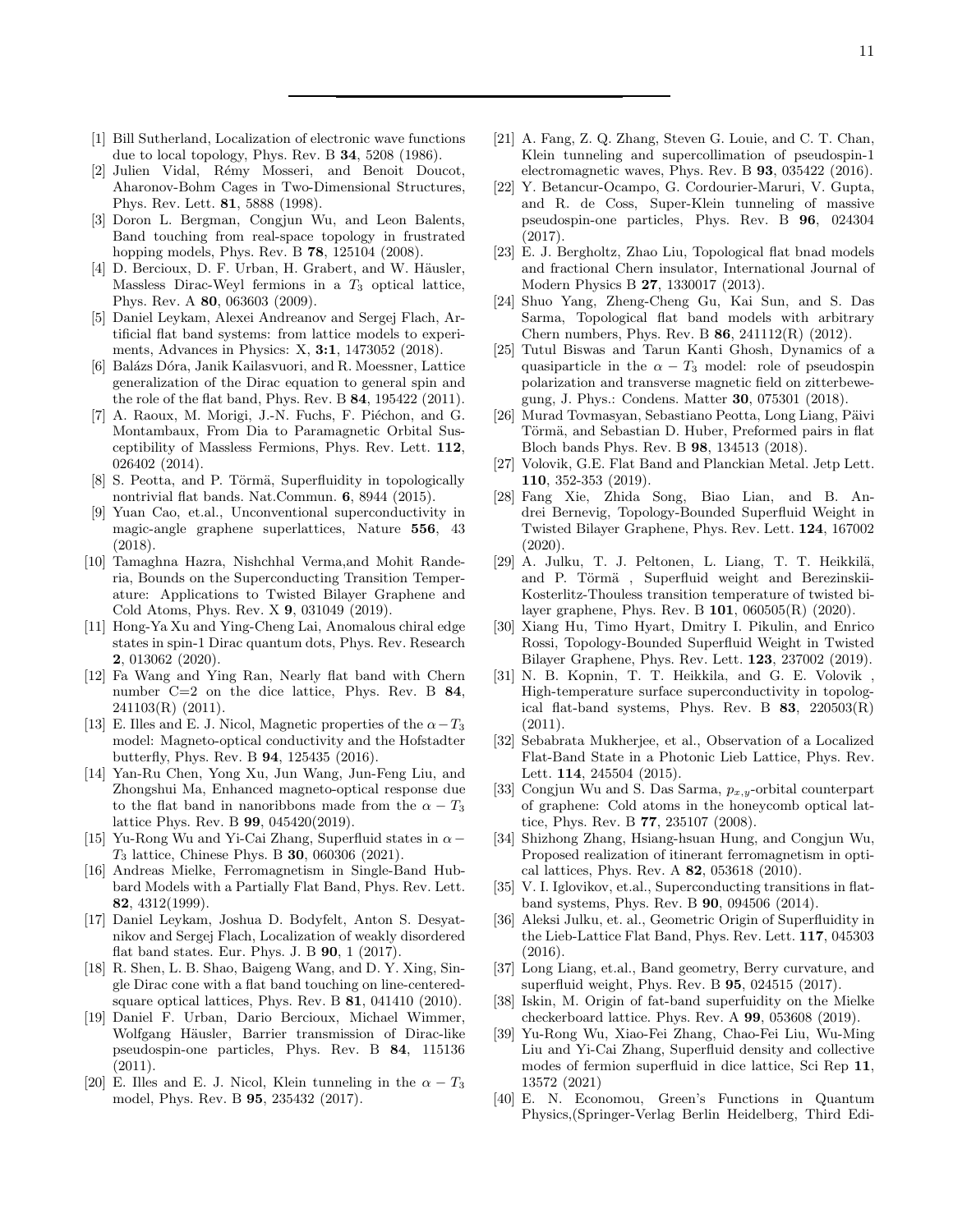[1] Bill Sutherland, Localization of electronic wave functions due to local topology, Phys. Rev. B **34**, 5208 (1986).

[2] Julien Vidal, Rémy Mosseri, and Benoit Doucot, Aharonov-Bohm Cages in Two-Dimensional Structures, Phys. Rev. Lett. **81**, 5888 (1998).

[3] Doron L. Bergman, Congjun Wu, and Leon Balents, Band touching from real-space topology in frustrated hopping models, Phys. Rev. B **78**, 125104 (2008).

[4] D. Bercioux, D. F. Urban, H. Grabert, and W. Häusler, Massless Dirac-Weyl fermions in a $T_3$ optical lattice, Phys. Rev. A **80**, 063603 (2009).

[5] Daniel Leykam, Alexei Andreanov and Sergej Flach, Artificial flat band systems: from lattice models to experiments, Advances in Physics: X, **3:1**, 1473052 (2018).

[6] Balázs Dóra, Janik Kailasvuori, and R. Moessner, Lattice generalization of the Dirac equation to general spin and the role of the flat band, Phys. Rev. B **84**, 195422 (2011).

[7] A. Raoux, M. Morigi, J.-N. Fuchs, F. Piéchon, and G. Montambaux, From Dia to Paramagnetic Orbital Susceptibility of Massless Fermions, Phys. Rev. Lett. **112**, 026402 (2014).

[8] S. Peotta, and P. Törmä, Superfluidity in topologically nontrivial flat bands. Nat.Commun. **6**, 8944 (2015).

[9] Yuan Cao, et.al., Unconventional superconductivity in magic-angle graphene superlattices, Nature **556**, 43 (2018).

[10] Tamaghna Hazra, Nishchhal Verma,and Mohit Randeria, Bounds on the Superconducting Transition Temperature: Applications to Twisted Bilayer Graphene and Cold Atoms, Phys. Rev. X **9**, 031049 (2019).

[11] Hong-Ya Xu and Ying-Cheng Lai, Anomalous chiral edge states in spin-1 Dirac quantum dots, Phys. Rev. Research **2**, 013062 (2020).

[12] Fa Wang and Ying Ran, Nearly flat band with Chern number C=2 on the dice lattice, Phys. Rev. B **84**, 241103(R) (2011).

[13] E. Illes and E. J. Nicol, Magnetic properties of the $\alpha-T_3$ model: Magneto-optical conductivity and the Hofstadter butterfly, Phys. Rev. B **94**, 125435 (2016).

[14] Yan-Ru Chen, Yong Xu, Jun Wang, Jun-Feng Liu, and Zhongshui Ma, Enhanced magneto-optical response due to the flat band in nanoribbons made from the $\alpha-T_3$ lattice Phys. Rev. B **99**, 045420(2019).

[15] Yu-Rong Wu and Yi-Cai Zhang, Superfluid states in $\alpha-T_3$ lattice, Chinese Phys. B **30**, 060306 (2021).

[16] Andreas Mielke, Ferromagnetism in Single-Band Hubbard Models with a Partially Flat Band, Phys. Rev. Lett. **82**, 4312(1999).

[17] Daniel Leykam, Joshua D. Bodyfelt, Anton S. Desyatnikov and Sergej Flach, Localization of weakly disordered flat band states. Eur. Phys. J. B **90**, 1 (2017).

[18] R. Shen, L. B. Shao, Baigeng Wang, and D. Y. Xing, Single Dirac cone with a flat band touching on line-centered-square optical lattices, Phys. Rev. B **81**, 041410 (2010).

[19] Daniel F. Urban, Dario Bercioux, Michael Wimmer, Wolfgang Häusler, Barrier transmission of Dirac-like pseudospin-one particles, Phys. Rev. B **84**, 115136 (2011).

[20] E. Illes and E. J. Nicol, Klein tunneling in the $\alpha-T_3$ model, Phys. Rev. B **95**, 235432 (2017).

[21] A. Fang, Z. Q. Zhang, Steven G. Louie, and C. T. Chan, Klein tunneling and supercollimation of pseudospin-1 electromagnetic waves, Phys. Rev. B **93**, 035422 (2016).

[22] Y. Betancur-Ocampo, G. Cordourier-Maruri, V. Gupta, and R. de Coss, Super-Klein tunneling of massive pseudospin-one particles, Phys. Rev. B **96**, 024304 (2017).

[23] E. J. Bergholtz, Zhao Liu, Topological flat bnad models and fractional Chern insulator, International Journal of Modern Physics B **27**, 1330017 (2013).

[24] Shuo Yang, Zheng-Cheng Gu, Kai Sun, and S. Das Sarma, Topological flat band models with arbitrary Chern numbers, Phys. Rev. B **86**, 241112(R) (2012).

[25] Tutul Biswas and Tarun Kanti Ghosh, Dynamics of a quasiparticle in the $\alpha-T_3$ model: role of pseudospin polarization and transverse magnetic field on zitterbewegung, J. Phys.: Condens. Matter **30**, 075301 (2018).

[26] Murad Tovmasyan, Sebastiano Peotta, Long Liang, Päivi Törmä, and Sebastian D. Huber, Preformed pairs in flat Bloch bands Phys. Rev. B **98**, 134513 (2018).

[27] Volovik, G.E. Flat Band and Planckian Metal. Jetp Lett. **110**, 352-353 (2019).

[28] Fang Xie, Zhida Song, Biao Lian, and B. Andrei Bernevig, Topology-Bounded Superfluid Weight in Twisted Bilayer Graphene, Phys. Rev. Lett. **124**, 167002 (2020).

[29] A. Julku, T. J. Peltonen, L. Liang, T. T. Heikkilä, and P. Törmä, Superfluid weight and Berezinskii-Kosterlitz-Thouless transition temperature of twisted bilayer graphene, Phys. Rev. B **101**, 060505(R) (2020).

[30] Xiang Hu, Timo Hyart, Dmitry I. Pikulin, and Enrico Rossi, Topology-Bounded Superfluid Weight in Twisted Bilayer Graphene, Phys. Rev. Lett. **123**, 237002 (2019).

[31] N. B. Kopnin, T. T. Heikkila, and G. E. Volovik , High-temperature surface superconductivity in topological flat-band systems, Phys. Rev. B **83**, 220503(R) (2011).

[32] Sebabrata Mukherjee, et al., Observation of a Localized Flat-Band State in a Photonic Lieb Lattice, Phys. Rev. Lett. **114**, 245504 (2015).

[33] Congjun Wu and S. Das Sarma, $p_{x,y}$-orbital counterpart of graphene: Cold atoms in the honeycomb optical lattice, Phys. Rev. B **77**, 235107 (2008).

[34] Shizhong Zhang, Hsiang-hsuan Hung, and Congjun Wu, Proposed realization of itinerant ferromagnetism in optical lattices, Phys. Rev. A **82**, 053618 (2010).

[35] V. I. Iglovikov, et.al., Superconducting transitions in flat-band systems, Phys. Rev. B **90**, 094506 (2014).

[36] Aleksi Julku, et. al., Geometric Origin of Superfluidity in the Lieb-Lattice Flat Band, Phys. Rev. Lett. **117**, 045303 (2016).

[37] Long Liang, et.al., Band geometry, Berry curvature, and superfluid weight, Phys. Rev. B **95**, 024515 (2017).

[38] Iskin, M. Origin of fat-band superfuidity on the Mielke checkerboard lattice. Phys. Rev. A **99**, 053608 (2019).

[39] Yu-Rong Wu, Xiao-Fei Zhang, Chao-Fei Liu, Wu-Ming Liu and Yi-Cai Zhang, Superfluid density and collective modes of fermion superfluid in dice lattice, Sci Rep **11**, 13572 (2021)

[40] E. N. Economou, Green's Functions in Quantum Physics,(Springer-Verlag Berlin Heidelberg, Third Edi-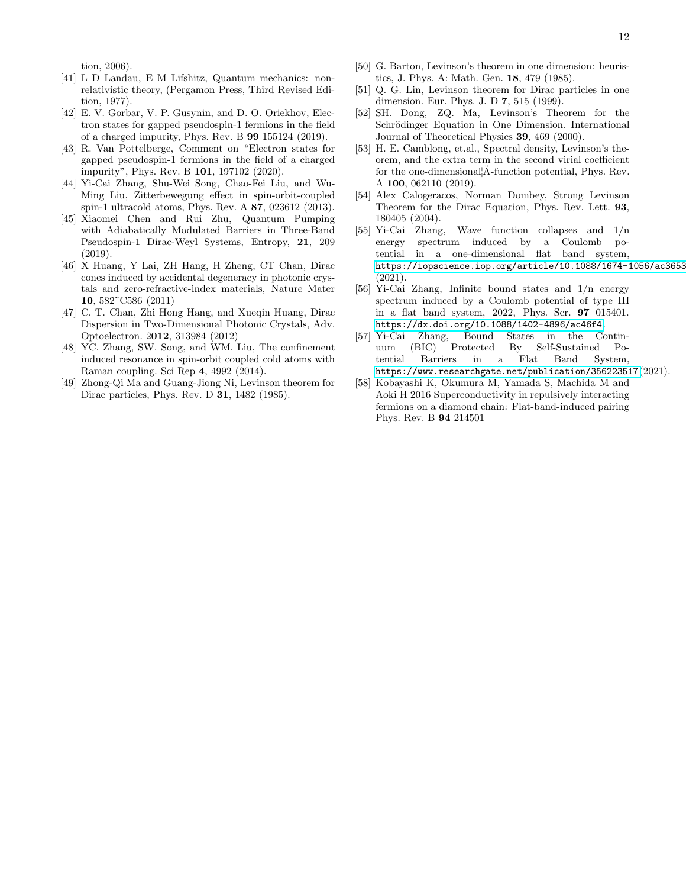tion, 2006).

[41] L D Landau, E M Lifshitz, Quantum mechanics: non-relativistic theory, (Pergamon Press, Third Revised Edition, 1977).

[42] E. V. Gorbar, V. P. Gusynin, and D. O. Oriekhov, Electron states for gapped pseudospin-1 fermions in the field of a charged impurity, Phys. Rev. B **99** 155124 (2019).

[43] R. Van Pottelberge, Comment on "Electron states for gapped pseudospin-1 fermions in the field of a charged impurity", Phys. Rev. B **101**, 197102 (2020).

[44] Yi-Cai Zhang, Shu-Wei Song, Chao-Fei Liu, and Wu-Ming Liu, Zitterbewegung effect in spin-orbit-coupled spin-1 ultracold atoms, Phys. Rev. A **87**, 023612 (2013).

[45] Xiaomei Chen and Rui Zhu, Quantum Pumping with Adiabatically Modulated Barriers in Three-Band Pseudospin-1 Dirac-Weyl Systems, Entropy, **21**, 209 (2019).

[46] X Huang, Y Lai, ZH Hang, H Zheng, CT Chan, Dirac cones induced by accidental degeneracy in photonic crystals and zero-refractive-index materials, Nature Mater **10**, 582¨C586 (2011)

[47] C. T. Chan, Zhi Hong Hang, and Xueqin Huang, Dirac Dispersion in Two-Dimensional Photonic Crystals, Adv. Optoelectron. 2**012**, 313984 (2012)

[48] YC. Zhang, SW. Song, and WM. Liu, The confinement induced resonance in spin-orbit coupled cold atoms with Raman coupling. Sci Rep **4**, 4992 (2014).

[49] Zhong-Qi Ma and Guang-Jiong Ni, Levinson theorem for Dirac particles, Phys. Rev. D **31**, 1482 (1985).

[50] G. Barton, Levinson's theorem in one dimension: heuristics, J. Phys. A: Math. Gen. **18**, 479 (1985).

[51] Q. G. Lin, Levinson theorem for Dirac particles in one dimension. Eur. Phys. J. D **7**, 515 (1999).

[52] SH. Dong, ZQ. Ma, Levinson's Theorem for the Schrödinger Equation in One Dimension. International Journal of Theoretical Physics **39**, 469 (2000).

[53] H. E. Camblong, et.al., Spectral density, Levinson's theorem, and the extra term in the second virial coefficient for the one-dimensional¦Ä-function potential, Phys. Rev. A **100**, 062110 (2019).

[54] Alex Calogeracos, Norman Dombey, Strong Levinson Theorem for the Dirac Equation, Phys. Rev. Lett. **93**, 180405 (2004).

[55] Yi-Cai Zhang, Wave function collapses and 1/n energy spectrum induced by a Coulomb potential in a one-dimensional flat band system, https://iopscience.iop.org/article/10.1088/1674-1056/ac3653 (2021).

[56] Yi-Cai Zhang, Infinite bound states and 1/n energy spectrum induced by a Coulomb potential of type III in a flat band system, 2022, Phys. Scr. **97** 015401. https://dx.doi.org/10.1088/1402-4896/ac46f4.

[57] Yi-Cai Zhang, Bound States in the Continuum (BIC) Protected By Self-Sustained Potential Barriers in a Flat Band System, https://www.researchgate.net/publication/356223517 (2021).

[58] Kobayashi K, Okumura M, Yamada S, Machida M and Aoki H 2016 Superconductivity in repulsively interacting fermions on a diamond chain: Flat-band-induced pairing Phys. Rev. B **94** 214501